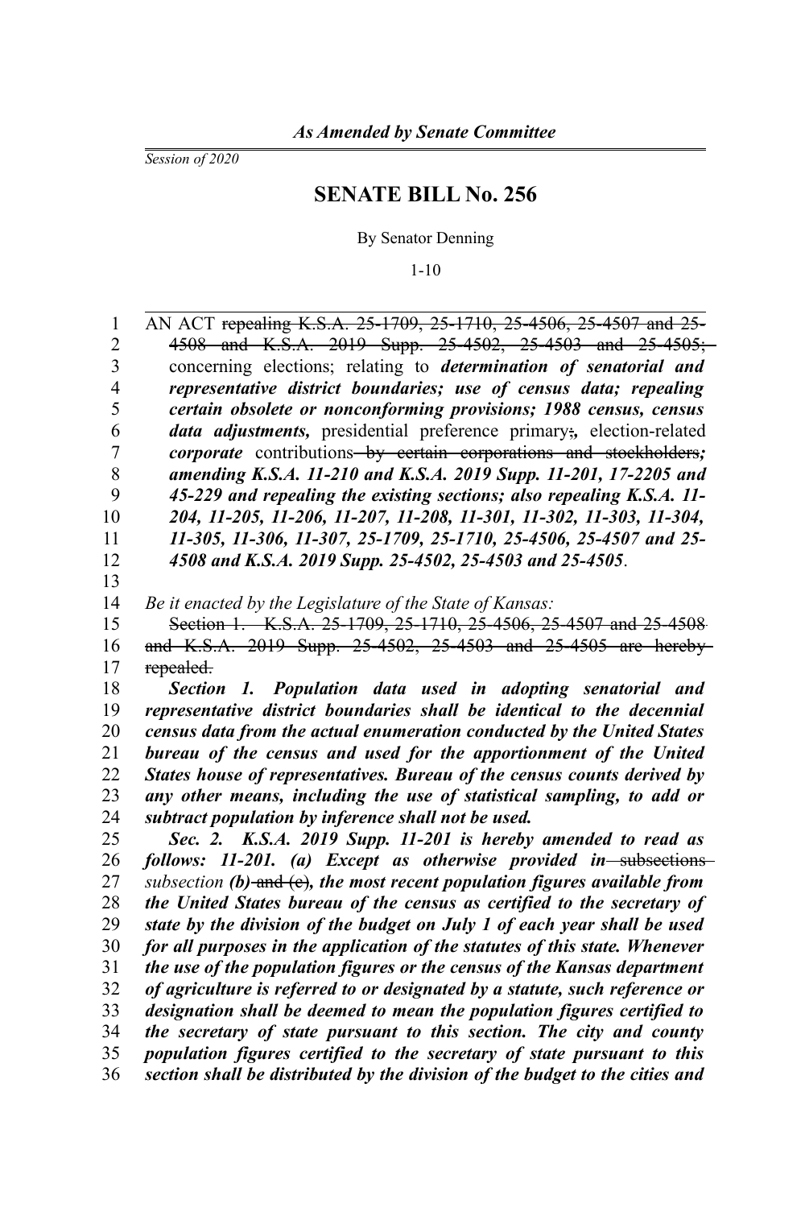*As Amended by Senate Committee*

*Session of 2020*

# SENATE BILL No. 256

By Senator Denning

1-10

AN ACT ~~repealing K.S.A. 25-1709, 25-1710, 25-4506, 25-4507 and 25-4508 and K.S.A. 2019 Supp. 25-4502, 25-4503 and 25-4505;~~ concerning elections; relating to ***determination of senatorial and representative district boundaries; use of census data; repealing certain obsolete or nonconforming provisions; 1988 census, census data adjustments,*** presidential preference primary~~;~~***,*** election-related ***corporate*** contributions ~~by certain corporations and stockholders~~***; amending K.S.A. 11-210 and K.S.A. 2019 Supp. 11-201, 17-2205 and 45-229 and repealing the existing sections; also repealing K.S.A. 11-204, 11-205, 11-206, 11-207, 11-208, 11-301, 11-302, 11-303, 11-304, 11-305, 11-306, 11-307, 25-1709, 25-1710, 25-4506, 25-4507 and 25-4508 and K.S.A. 2019 Supp. 25-4502, 25-4503 and 25-4505***.

*Be it enacted by the Legislature of the State of Kansas:*

~~Section 1. K.S.A. 25-1709, 25-1710, 25-4506, 25-4507 and 25-4508 and K.S.A. 2019 Supp. 25-4502, 25-4503 and 25-4505 are hereby repealed.~~

***Section 1. Population data used in adopting senatorial and representative district boundaries shall be identical to the decennial census data from the actual enumeration conducted by the United States bureau of the census and used for the apportionment of the United States house of representatives. Bureau of the census counts derived by any other means, including the use of statistical sampling, to add or subtract population by inference shall not be used.***

***Sec. 2. K.S.A. 2019 Supp. 11-201 is hereby amended to read as follows: 11-201. (a) Except as otherwise provided in*** ~~subsections~~ ***subsection (b)*** ~~and (c)~~, ***the most recent population figures available from the United States bureau of the census as certified to the secretary of state by the division of the budget on July 1 of each year shall be used for all purposes in the application of the statutes of this state. Whenever the use of the population figures or the census of the Kansas department of agriculture is referred to or designated by a statute, such reference or designation shall be deemed to mean the population figures certified to the secretary of state pursuant to this section. The city and county population figures certified to the secretary of state pursuant to this section shall be distributed by the division of the budget to the cities and***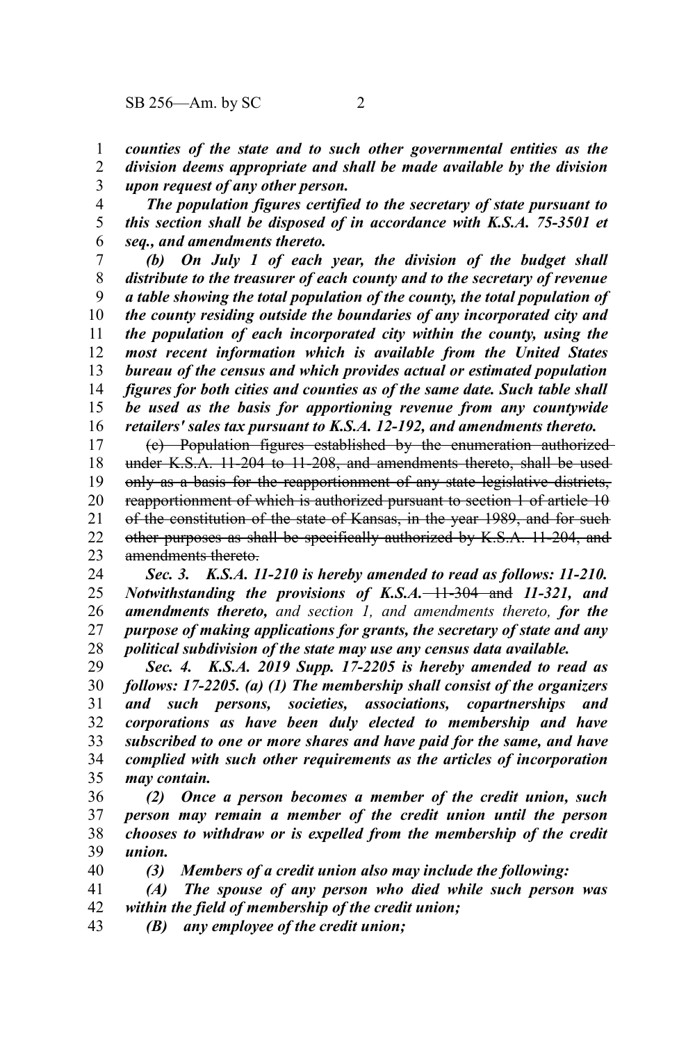***counties of the state and to such other governmental entities as the division deems appropriate and shall be made available by the division upon request of any other person.***

***The population figures certified to the secretary of state pursuant to this section shall be disposed of in accordance with K.S.A. 75-3501 et seq., and amendments thereto.***

***(b) On July 1 of each year, the division of the budget shall distribute to the treasurer of each county and to the secretary of revenue a table showing the total population of the county, the total population of the county residing outside the boundaries of any incorporated city and the population of each incorporated city within the county, using the most recent information which is available from the United States bureau of the census and which provides actual or estimated population figures for both cities and counties as of the same date. Such table shall be used as the basis for apportioning revenue from any countywide retailers' sales tax pursuant to K.S.A. 12-192, and amendments thereto.***

~~(c) Population figures established by the enumeration authorized under K.S.A. 11-204 to 11-208, and amendments thereto, shall be used only as a basis for the reapportionment of any state legislative districts, reapportionment of which is authorized pursuant to section 1 of article 10 of the constitution of the state of Kansas, in the year 1989, and for such other purposes as shall be specifically authorized by K.S.A. 11-204, and amendments thereto.~~

***Sec. 3. K.S.A. 11-210 is hereby amended to read as follows: 11-210. Notwithstanding the provisions of K.S.A.*** ~~11-304 and~~ ***11-321, and amendments thereto,*** *and section 1, and amendments thereto,* ***for the purpose of making applications for grants, the secretary of state and any political subdivision of the state may use any census data available.***

***Sec. 4. K.S.A. 2019 Supp. 17-2205 is hereby amended to read as follows: 17-2205. (a) (1) The membership shall consist of the organizers and such persons, societies, associations, copartnerships and corporations as have been duly elected to membership and have subscribed to one or more shares and have paid for the same, and have complied with such other requirements as the articles of incorporation may contain.***

***(2) Once a person becomes a member of the credit union, such person may remain a member of the credit union until the person chooses to withdraw or is expelled from the membership of the credit union.***

***(3) Members of a credit union also may include the following:***

***(A) The spouse of any person who died while such person was within the field of membership of the credit union;***

***(B) any employee of the credit union;***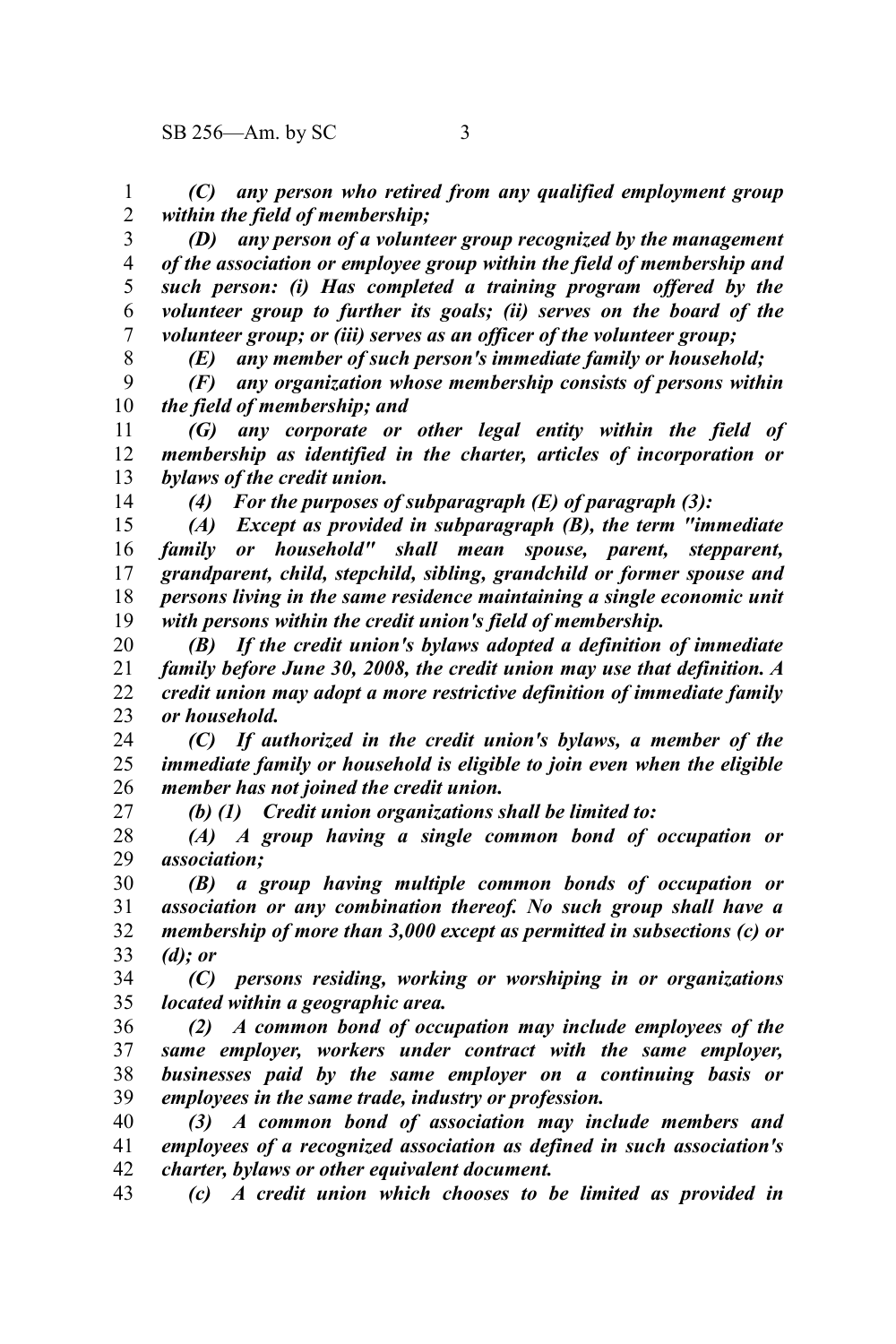*(C) any person who retired from any qualified employment group within the field of membership;*

*(D) any person of a volunteer group recognized by the management of the association or employee group within the field of membership and such person: (i) Has completed a training program offered by the volunteer group to further its goals; (ii) serves on the board of the volunteer group; or (iii) serves as an officer of the volunteer group;*

*(E) any member of such person's immediate family or household;*

*(F) any organization whose membership consists of persons within the field of membership; and*

*(G) any corporate or other legal entity within the field of membership as identified in the charter, articles of incorporation or bylaws of the credit union.*

*(4) For the purposes of subparagraph (E) of paragraph (3):*

*(A) Except as provided in subparagraph (B), the term "immediate family or household" shall mean spouse, parent, stepparent, grandparent, child, stepchild, sibling, grandchild or former spouse and persons living in the same residence maintaining a single economic unit with persons within the credit union's field of membership.*

*(B) If the credit union's bylaws adopted a definition of immediate family before June 30, 2008, the credit union may use that definition. A credit union may adopt a more restrictive definition of immediate family or household.*

*(C) If authorized in the credit union's bylaws, a member of the immediate family or household is eligible to join even when the eligible member has not joined the credit union.*

*(b) (1) Credit union organizations shall be limited to:*

*(A) A group having a single common bond of occupation or association;*

*(B) a group having multiple common bonds of occupation or association or any combination thereof. No such group shall have a membership of more than 3,000 except as permitted in subsections (c) or (d); or*

*(C) persons residing, working or worshiping in or organizations located within a geographic area.*

*(2) A common bond of occupation may include employees of the same employer, workers under contract with the same employer, businesses paid by the same employer on a continuing basis or employees in the same trade, industry or profession.*

*(3) A common bond of association may include members and employees of a recognized association as defined in such association's charter, bylaws or other equivalent document.*

*(c) A credit union which chooses to be limited as provided in*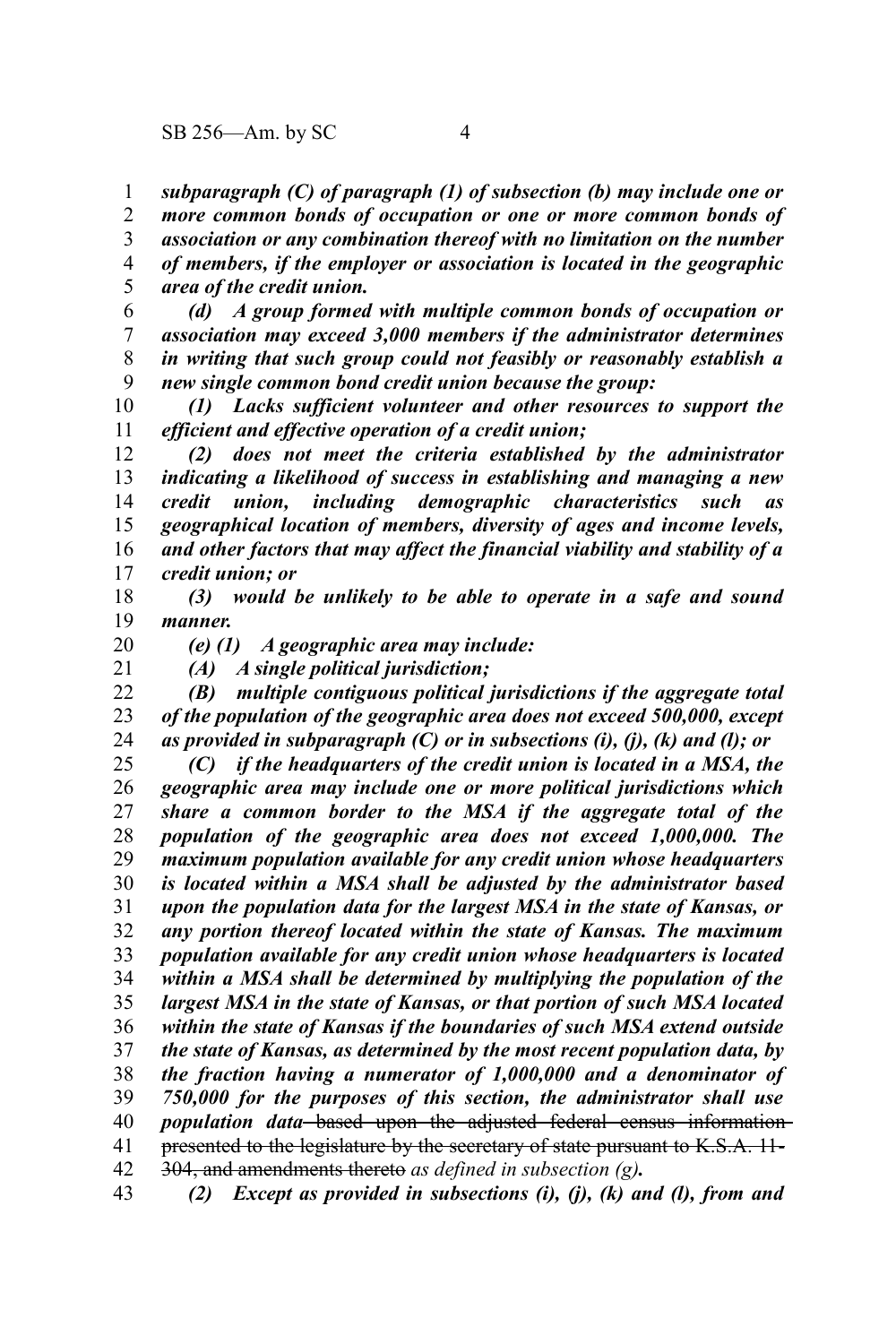*subparagraph (C) of paragraph (1) of subsection (b) may include one or more common bonds of occupation or one or more common bonds of association or any combination thereof with no limitation on the number of members, if the employer or association is located in the geographic area of the credit union.*

*(d) A group formed with multiple common bonds of occupation or association may exceed 3,000 members if the administrator determines in writing that such group could not feasibly or reasonably establish a new single common bond credit union because the group:*

*(1) Lacks sufficient volunteer and other resources to support the efficient and effective operation of a credit union;*

*(2) does not meet the criteria established by the administrator indicating a likelihood of success in establishing and managing a new credit union, including demographic characteristics such as geographical location of members, diversity of ages and income levels, and other factors that may affect the financial viability and stability of a credit union; or*

*(3) would be unlikely to be able to operate in a safe and sound manner.*

*(e) (1) A geographic area may include:*

*(A) A single political jurisdiction;*

*(B) multiple contiguous political jurisdictions if the aggregate total of the population of the geographic area does not exceed 500,000, except as provided in subparagraph (C) or in subsections (i), (j), (k) and (l); or*

*(C) if the headquarters of the credit union is located in a MSA, the geographic area may include one or more political jurisdictions which share a common border to the MSA if the aggregate total of the population of the geographic area does not exceed 1,000,000. The maximum population available for any credit union whose headquarters is located within a MSA shall be adjusted by the administrator based upon the population data for the largest MSA in the state of Kansas, or any portion thereof located within the state of Kansas. The maximum population available for any credit union whose headquarters is located within a MSA shall be determined by multiplying the population of the largest MSA in the state of Kansas, or that portion of such MSA located within the state of Kansas if the boundaries of such MSA extend outside the state of Kansas, as determined by the most recent population data, by the fraction having a numerator of 1,000,000 and a denominator of 750,000 for the purposes of this section, the administrator shall use population data* ~~based upon the adjusted federal census information presented to the legislature by the secretary of state pursuant to K.S.A. 11-304, and amendments thereto~~ *as defined in subsection (g).*

*(2) Except as provided in subsections (i), (j), (k) and (l), from and*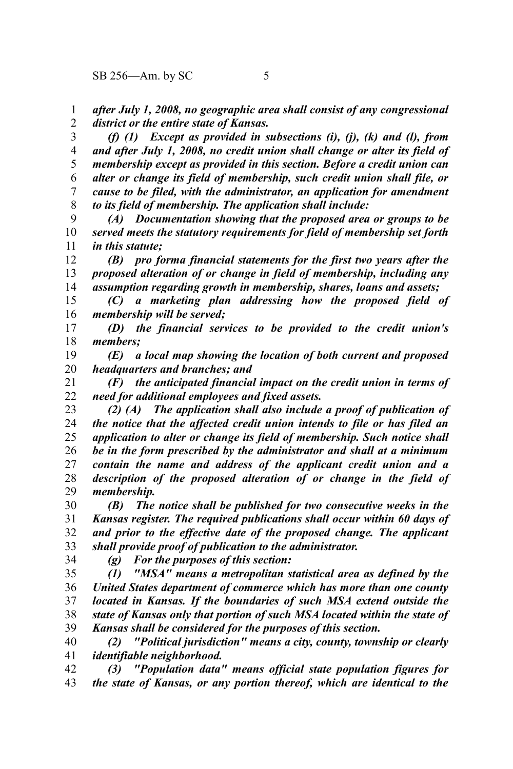*after July 1, 2008, no geographic area shall consist of any congressional district or the entire state of Kansas.*

*(f) (1) Except as provided in subsections (i), (j), (k) and (l), from and after July 1, 2008, no credit union shall change or alter its field of membership except as provided in this section. Before a credit union can alter or change its field of membership, such credit union shall file, or cause to be filed, with the administrator, an application for amendment to its field of membership. The application shall include:*

*(A) Documentation showing that the proposed area or groups to be served meets the statutory requirements for field of membership set forth in this statute;*

*(B) pro forma financial statements for the first two years after the proposed alteration of or change in field of membership, including any assumption regarding growth in membership, shares, loans and assets;*

*(C) a marketing plan addressing how the proposed field of membership will be served;*

*(D) the financial services to be provided to the credit union's members;*

*(E) a local map showing the location of both current and proposed headquarters and branches; and*

*(F) the anticipated financial impact on the credit union in terms of need for additional employees and fixed assets.*

*(2) (A) The application shall also include a proof of publication of the notice that the affected credit union intends to file or has filed an application to alter or change its field of membership. Such notice shall be in the form prescribed by the administrator and shall at a minimum contain the name and address of the applicant credit union and a description of the proposed alteration of or change in the field of membership.*

*(B) The notice shall be published for two consecutive weeks in the Kansas register. The required publications shall occur within 60 days of and prior to the effective date of the proposed change. The applicant shall provide proof of publication to the administrator.*

*(g) For the purposes of this section:*

*(1) "MSA" means a metropolitan statistical area as defined by the United States department of commerce which has more than one county located in Kansas. If the boundaries of such MSA extend outside the state of Kansas only that portion of such MSA located within the state of Kansas shall be considered for the purposes of this section.*

*(2) "Political jurisdiction" means a city, county, township or clearly identifiable neighborhood.*

*(3) "Population data" means official state population figures for the state of Kansas, or any portion thereof, which are identical to the*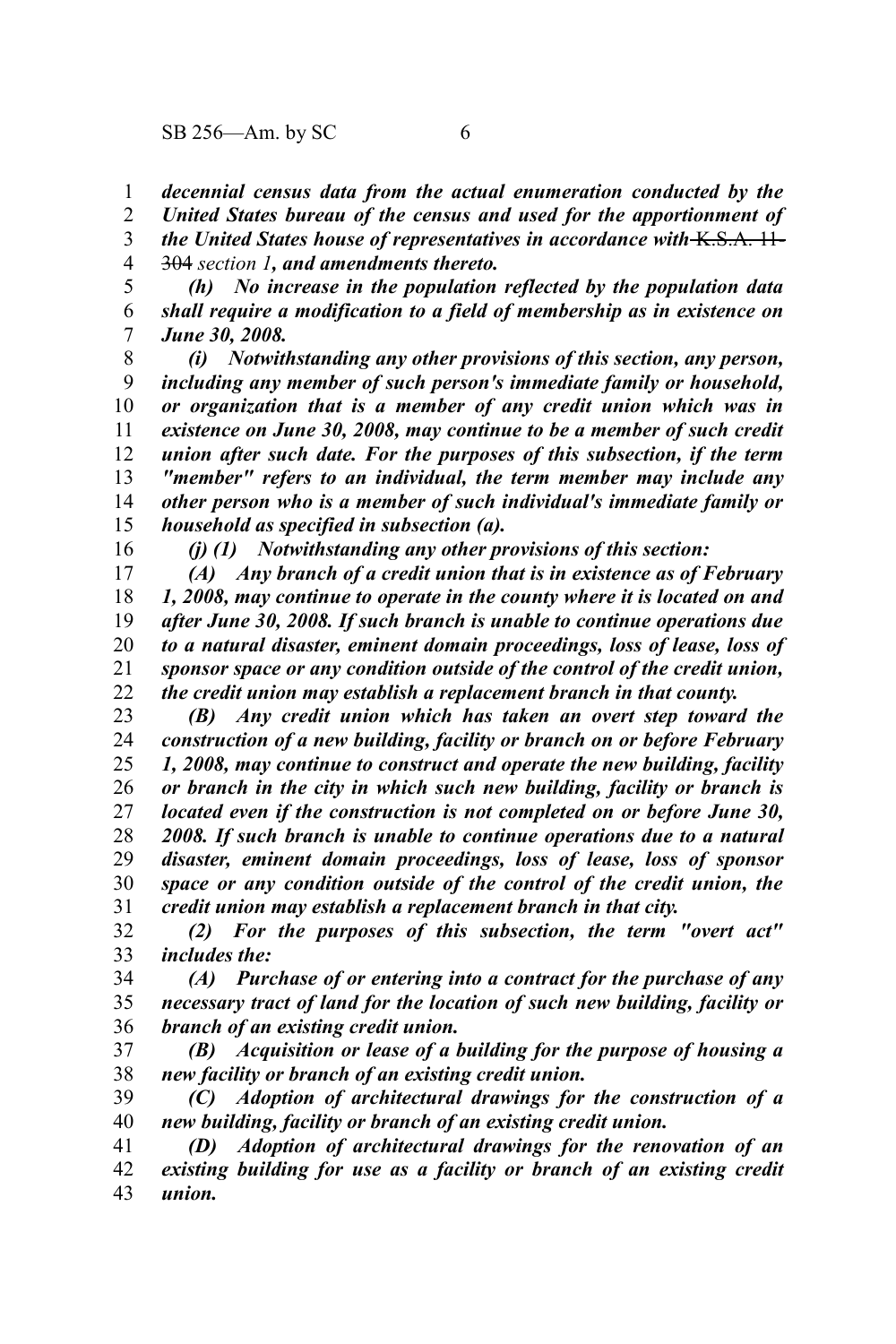*decennial census data from the actual enumeration conducted by the United States bureau of the census and used for the apportionment of the United States house of representatives in accordance with* ~~K.S.A. 11-304~~ *section 1, and amendments thereto.*

*(h) No increase in the population reflected by the population data shall require a modification to a field of membership as in existence on June 30, 2008.*

*(i) Notwithstanding any other provisions of this section, any person, including any member of such person's immediate family or household, or organization that is a member of any credit union which was in existence on June 30, 2008, may continue to be a member of such credit union after such date. For the purposes of this subsection, if the term "member" refers to an individual, the term member may include any other person who is a member of such individual's immediate family or household as specified in subsection (a).*

*(j) (1) Notwithstanding any other provisions of this section:*

*(A) Any branch of a credit union that is in existence as of February 1, 2008, may continue to operate in the county where it is located on and after June 30, 2008. If such branch is unable to continue operations due to a natural disaster, eminent domain proceedings, loss of lease, loss of sponsor space or any condition outside of the control of the credit union, the credit union may establish a replacement branch in that county.*

*(B) Any credit union which has taken an overt step toward the construction of a new building, facility or branch on or before February 1, 2008, may continue to construct and operate the new building, facility or branch in the city in which such new building, facility or branch is located even if the construction is not completed on or before June 30, 2008. If such branch is unable to continue operations due to a natural disaster, eminent domain proceedings, loss of lease, loss of sponsor space or any condition outside of the control of the credit union, the credit union may establish a replacement branch in that city.*

*(2) For the purposes of this subsection, the term "overt act" includes the:*

*(A) Purchase of or entering into a contract for the purchase of any necessary tract of land for the location of such new building, facility or branch of an existing credit union.*

*(B) Acquisition or lease of a building for the purpose of housing a new facility or branch of an existing credit union.*

*(C) Adoption of architectural drawings for the construction of a new building, facility or branch of an existing credit union.*

*(D) Adoption of architectural drawings for the renovation of an existing building for use as a facility or branch of an existing credit union.*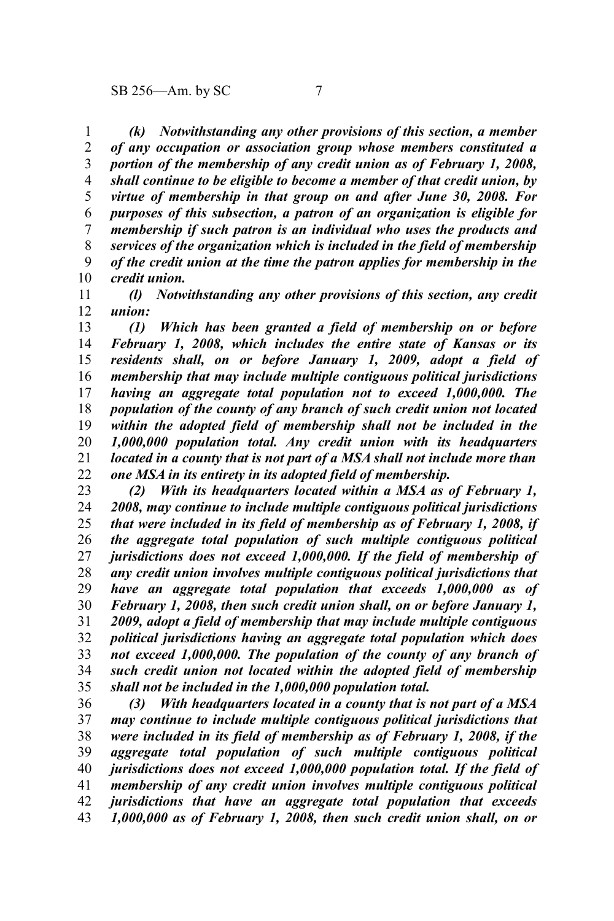*(k) Notwithstanding any other provisions of this section, a member of any occupation or association group whose members constituted a portion of the membership of any credit union as of February 1, 2008, shall continue to be eligible to become a member of that credit union, by virtue of membership in that group on and after June 30, 2008. For purposes of this subsection, a patron of an organization is eligible for membership if such patron is an individual who uses the products and services of the organization which is included in the field of membership of the credit union at the time the patron applies for membership in the credit union.*

*(l) Notwithstanding any other provisions of this section, any credit union:*

*(1) Which has been granted a field of membership on or before February 1, 2008, which includes the entire state of Kansas or its residents shall, on or before January 1, 2009, adopt a field of membership that may include multiple contiguous political jurisdictions having an aggregate total population not to exceed 1,000,000. The population of the county of any branch of such credit union not located within the adopted field of membership shall not be included in the 1,000,000 population total. Any credit union with its headquarters located in a county that is not part of a MSA shall not include more than one MSA in its entirety in its adopted field of membership.*

*(2) With its headquarters located within a MSA as of February 1, 2008, may continue to include multiple contiguous political jurisdictions that were included in its field of membership as of February 1, 2008, if the aggregate total population of such multiple contiguous political jurisdictions does not exceed 1,000,000. If the field of membership of any credit union involves multiple contiguous political jurisdictions that have an aggregate total population that exceeds 1,000,000 as of February 1, 2008, then such credit union shall, on or before January 1, 2009, adopt a field of membership that may include multiple contiguous political jurisdictions having an aggregate total population which does not exceed 1,000,000. The population of the county of any branch of such credit union not located within the adopted field of membership shall not be included in the 1,000,000 population total.*

*(3) With headquarters located in a county that is not part of a MSA may continue to include multiple contiguous political jurisdictions that were included in its field of membership as of February 1, 2008, if the aggregate total population of such multiple contiguous political jurisdictions does not exceed 1,000,000 population total. If the field of membership of any credit union involves multiple contiguous political jurisdictions that have an aggregate total population that exceeds 1,000,000 as of February 1, 2008, then such credit union shall, on or*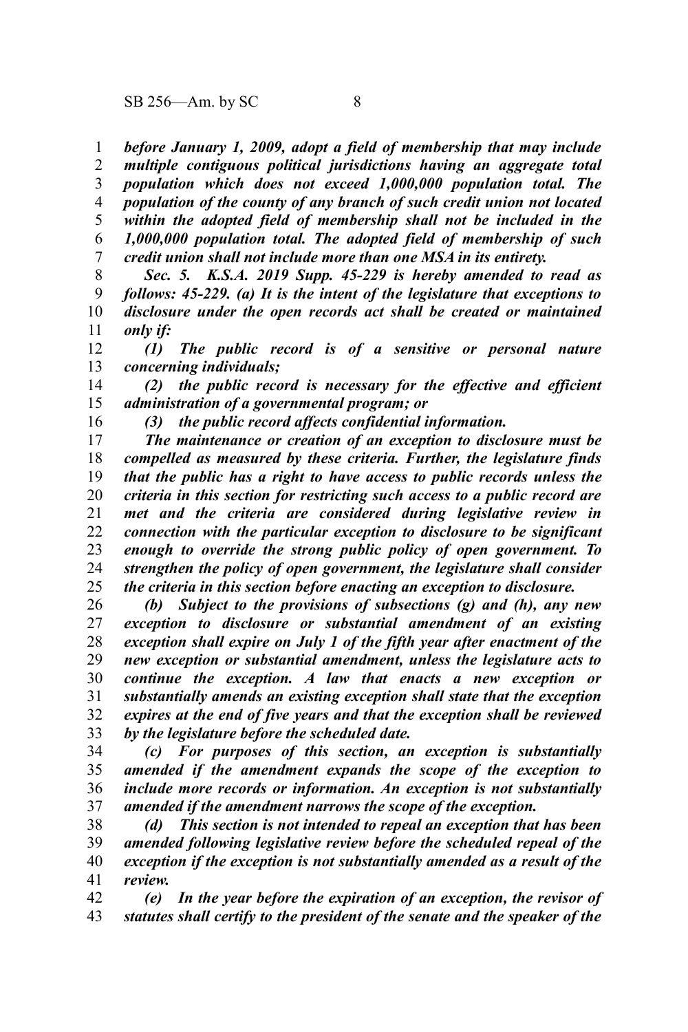*before January 1, 2009, adopt a field of membership that may include multiple contiguous political jurisdictions having an aggregate total population which does not exceed 1,000,000 population total. The population of the county of any branch of such credit union not located within the adopted field of membership shall not be included in the 1,000,000 population total. The adopted field of membership of such credit union shall not include more than one MSA in its entirety.*

*Sec. 5. K.S.A. 2019 Supp. 45-229 is hereby amended to read as follows: 45-229. (a) It is the intent of the legislature that exceptions to disclosure under the open records act shall be created or maintained only if:*

*(1) The public record is of a sensitive or personal nature concerning individuals;*

*(2) the public record is necessary for the effective and efficient administration of a governmental program; or*

*(3) the public record affects confidential information.*

*The maintenance or creation of an exception to disclosure must be compelled as measured by these criteria. Further, the legislature finds that the public has a right to have access to public records unless the criteria in this section for restricting such access to a public record are met and the criteria are considered during legislative review in connection with the particular exception to disclosure to be significant enough to override the strong public policy of open government. To strengthen the policy of open government, the legislature shall consider the criteria in this section before enacting an exception to disclosure.*

*(b) Subject to the provisions of subsections (g) and (h), any new exception to disclosure or substantial amendment of an existing exception shall expire on July 1 of the fifth year after enactment of the new exception or substantial amendment, unless the legislature acts to continue the exception. A law that enacts a new exception or substantially amends an existing exception shall state that the exception expires at the end of five years and that the exception shall be reviewed by the legislature before the scheduled date.*

*(c) For purposes of this section, an exception is substantially amended if the amendment expands the scope of the exception to include more records or information. An exception is not substantially amended if the amendment narrows the scope of the exception.*

*(d) This section is not intended to repeal an exception that has been amended following legislative review before the scheduled repeal of the exception if the exception is not substantially amended as a result of the review.*

*(e) In the year before the expiration of an exception, the revisor of statutes shall certify to the president of the senate and the speaker of the*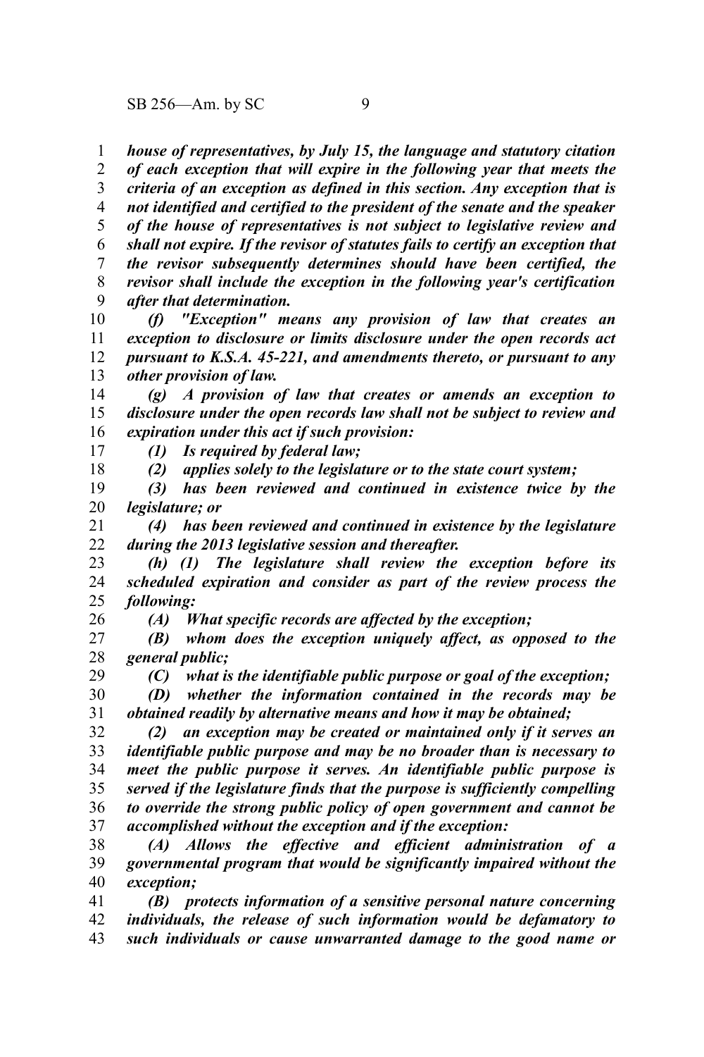*house of representatives, by July 15, the language and statutory citation of each exception that will expire in the following year that meets the criteria of an exception as defined in this section. Any exception that is not identified and certified to the president of the senate and the speaker of the house of representatives is not subject to legislative review and shall not expire. If the revisor of statutes fails to certify an exception that the revisor subsequently determines should have been certified, the revisor shall include the exception in the following year's certification after that determination.*

*(f) "Exception" means any provision of law that creates an exception to disclosure or limits disclosure under the open records act pursuant to K.S.A. 45-221, and amendments thereto, or pursuant to any other provision of law.*

*(g) A provision of law that creates or amends an exception to disclosure under the open records law shall not be subject to review and expiration under this act if such provision:*

*(1) Is required by federal law;*

*(2) applies solely to the legislature or to the state court system;*

*(3) has been reviewed and continued in existence twice by the legislature; or*

*(4) has been reviewed and continued in existence by the legislature during the 2013 legislative session and thereafter.*

*(h) (1) The legislature shall review the exception before its scheduled expiration and consider as part of the review process the following:*

*(A) What specific records are affected by the exception;*

*(B) whom does the exception uniquely affect, as opposed to the general public;*

*(C) what is the identifiable public purpose or goal of the exception;*

*(D) whether the information contained in the records may be obtained readily by alternative means and how it may be obtained;*

*(2) an exception may be created or maintained only if it serves an identifiable public purpose and may be no broader than is necessary to meet the public purpose it serves. An identifiable public purpose is served if the legislature finds that the purpose is sufficiently compelling to override the strong public policy of open government and cannot be accomplished without the exception and if the exception:*

*(A) Allows the effective and efficient administration of a governmental program that would be significantly impaired without the exception;*

*(B) protects information of a sensitive personal nature concerning individuals, the release of such information would be defamatory to such individuals or cause unwarranted damage to the good name or*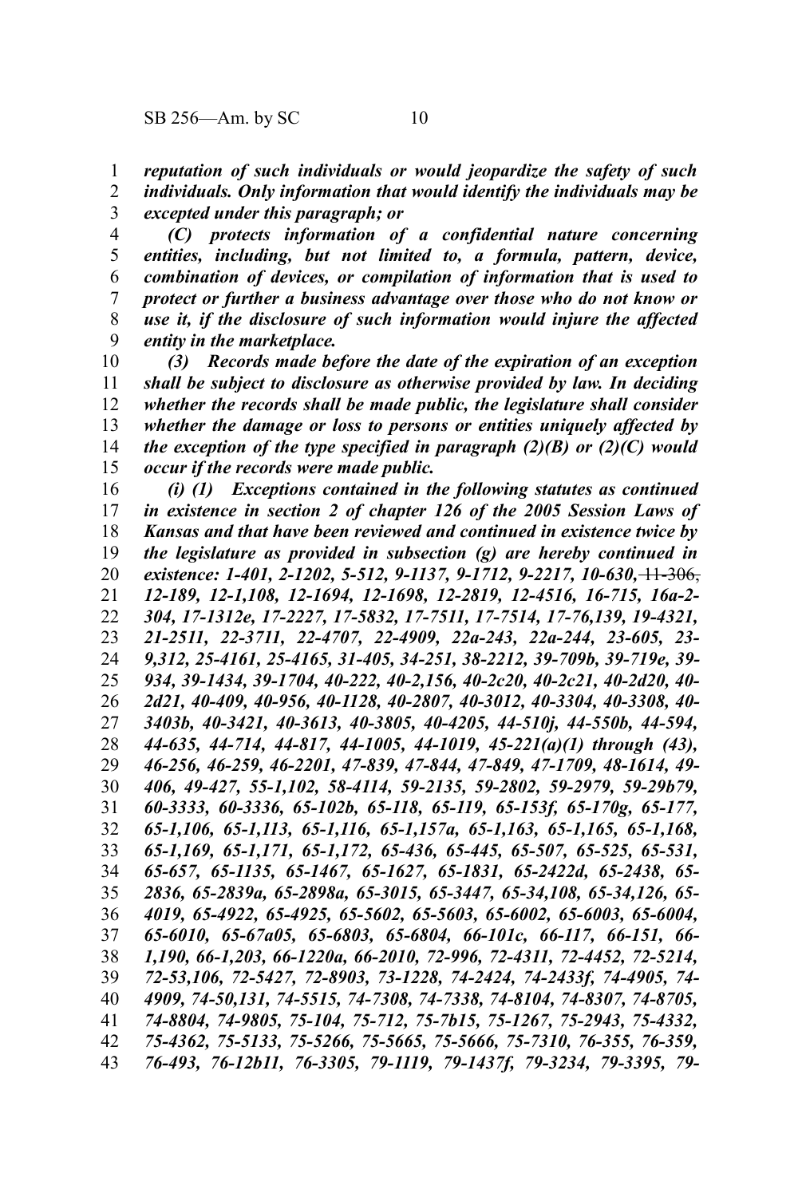*reputation of such individuals or would jeopardize the safety of such individuals. Only information that would identify the individuals may be excepted under this paragraph; or*

*(C) protects information of a confidential nature concerning entities, including, but not limited to, a formula, pattern, device, combination of devices, or compilation of information that is used to protect or further a business advantage over those who do not know or use it, if the disclosure of such information would injure the affected entity in the marketplace.*

*(3) Records made before the date of the expiration of an exception shall be subject to disclosure as otherwise provided by law. In deciding whether the records shall be made public, the legislature shall consider whether the damage or loss to persons or entities uniquely affected by the exception of the type specified in paragraph (2)(B) or (2)(C) would occur if the records were made public.*

*(i) (1) Exceptions contained in the following statutes as continued in existence in section 2 of chapter 126 of the 2005 Session Laws of Kansas and that have been reviewed and continued in existence twice by the legislature as provided in subsection (g) are hereby continued in existence: 1-401, 2-1202, 5-512, 9-1137, 9-1712, 9-2217, 10-630,* ~~11-306,~~ *12-189, 12-1,108, 12-1694, 12-1698, 12-2819, 12-4516, 16-715, 16a-2-304, 17-1312e, 17-2227, 17-5832, 17-7511, 17-7514, 17-76,139, 19-4321, 21-2511, 22-3711, 22-4707, 22-4909, 22a-243, 22a-244, 23-605, 23-9,312, 25-4161, 25-4165, 31-405, 34-251, 38-2212, 39-709b, 39-719e, 39-934, 39-1434, 39-1704, 40-222, 40-2,156, 40-2c20, 40-2c21, 40-2d20, 40-2d21, 40-409, 40-956, 40-1128, 40-2807, 40-3012, 40-3304, 40-3308, 40-3403b, 40-3421, 40-3613, 40-3805, 40-4205, 44-510j, 44-550b, 44-594, 44-635, 44-714, 44-817, 44-1005, 44-1019, 45-221(a)(1) through (43), 46-256, 46-259, 46-2201, 47-839, 47-844, 47-849, 47-1709, 48-1614, 49-406, 49-427, 55-1,102, 58-4114, 59-2135, 59-2802, 59-2979, 59-29b79, 60-3333, 60-3336, 65-102b, 65-118, 65-119, 65-153f, 65-170g, 65-177, 65-1,106, 65-1,113, 65-1,116, 65-1,157a, 65-1,163, 65-1,165, 65-1,168, 65-1,169, 65-1,171, 65-1,172, 65-436, 65-445, 65-507, 65-525, 65-531, 65-657, 65-1135, 65-1467, 65-1627, 65-1831, 65-2422d, 65-2438, 65-2836, 65-2839a, 65-2898a, 65-3015, 65-3447, 65-34,108, 65-34,126, 65-4019, 65-4922, 65-4925, 65-5602, 65-5603, 65-6002, 65-6003, 65-6004, 65-6010, 65-67a05, 65-6803, 65-6804, 66-101c, 66-117, 66-151, 66-1,190, 66-1,203, 66-1220a, 66-2010, 72-996, 72-4311, 72-4452, 72-5214, 72-53,106, 72-5427, 72-8903, 73-1228, 74-2424, 74-2433f, 74-4905, 74-4909, 74-50,131, 74-5515, 74-7308, 74-7338, 74-8104, 74-8307, 74-8705, 74-8804, 74-9805, 75-104, 75-712, 75-7b15, 75-1267, 75-2943, 75-4332, 75-4362, 75-5133, 75-5266, 75-5665, 75-5666, 75-7310, 76-355, 76-359, 76-493, 76-12b11, 76-3305, 79-1119, 79-1437f, 79-3234, 79-3395, 79-*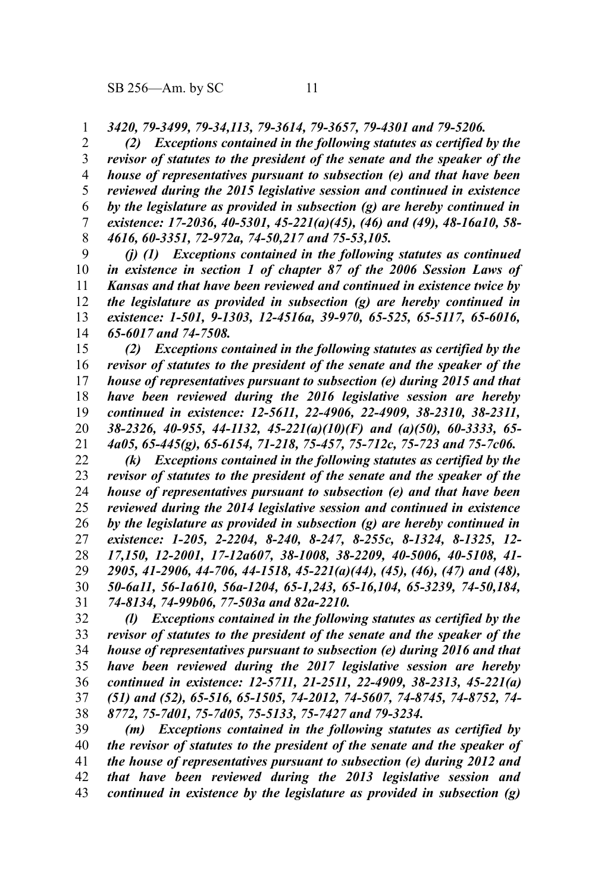*3420, 79-3499, 79-34,113, 79-3614, 79-3657, 79-4301 and 79-5206.*

*(2) Exceptions contained in the following statutes as certified by the revisor of statutes to the president of the senate and the speaker of the house of representatives pursuant to subsection (e) and that have been reviewed during the 2015 legislative session and continued in existence by the legislature as provided in subsection (g) are hereby continued in existence: 17-2036, 40-5301, 45-221(a)(45), (46) and (49), 48-16a10, 58-4616, 60-3351, 72-972a, 74-50,217 and 75-53,105.*

*(j) (1) Exceptions contained in the following statutes as continued in existence in section 1 of chapter 87 of the 2006 Session Laws of Kansas and that have been reviewed and continued in existence twice by the legislature as provided in subsection (g) are hereby continued in existence: 1-501, 9-1303, 12-4516a, 39-970, 65-525, 65-5117, 65-6016, 65-6017 and 74-7508.*

*(2) Exceptions contained in the following statutes as certified by the revisor of statutes to the president of the senate and the speaker of the house of representatives pursuant to subsection (e) during 2015 and that have been reviewed during the 2016 legislative session are hereby continued in existence: 12-5611, 22-4906, 22-4909, 38-2310, 38-2311, 38-2326, 40-955, 44-1132, 45-221(a)(10)(F) and (a)(50), 60-3333, 65-4a05, 65-445(g), 65-6154, 71-218, 75-457, 75-712c, 75-723 and 75-7c06.*

*(k) Exceptions contained in the following statutes as certified by the revisor of statutes to the president of the senate and the speaker of the house of representatives pursuant to subsection (e) and that have been reviewed during the 2014 legislative session and continued in existence by the legislature as provided in subsection (g) are hereby continued in existence: 1-205, 2-2204, 8-240, 8-247, 8-255c, 8-1324, 8-1325, 12-17,150, 12-2001, 17-12a607, 38-1008, 38-2209, 40-5006, 40-5108, 41-2905, 41-2906, 44-706, 44-1518, 45-221(a)(44), (45), (46), (47) and (48), 50-6a11, 56-1a610, 56a-1204, 65-1,243, 65-16,104, 65-3239, 74-50,184, 74-8134, 74-99b06, 77-503a and 82a-2210.*

*(l) Exceptions contained in the following statutes as certified by the revisor of statutes to the president of the senate and the speaker of the house of representatives pursuant to subsection (e) during 2016 and that have been reviewed during the 2017 legislative session are hereby continued in existence: 12-5711, 21-2511, 22-4909, 38-2313, 45-221(a)(51) and (52), 65-516, 65-1505, 74-2012, 74-5607, 74-8745, 74-8752, 74-8772, 75-7d01, 75-7d05, 75-5133, 75-7427 and 79-3234.*

*(m) Exceptions contained in the following statutes as certified by the revisor of statutes to the president of the senate and the speaker of the house of representatives pursuant to subsection (e) during 2012 and that have been reviewed during the 2013 legislative session and continued in existence by the legislature as provided in subsection (g)*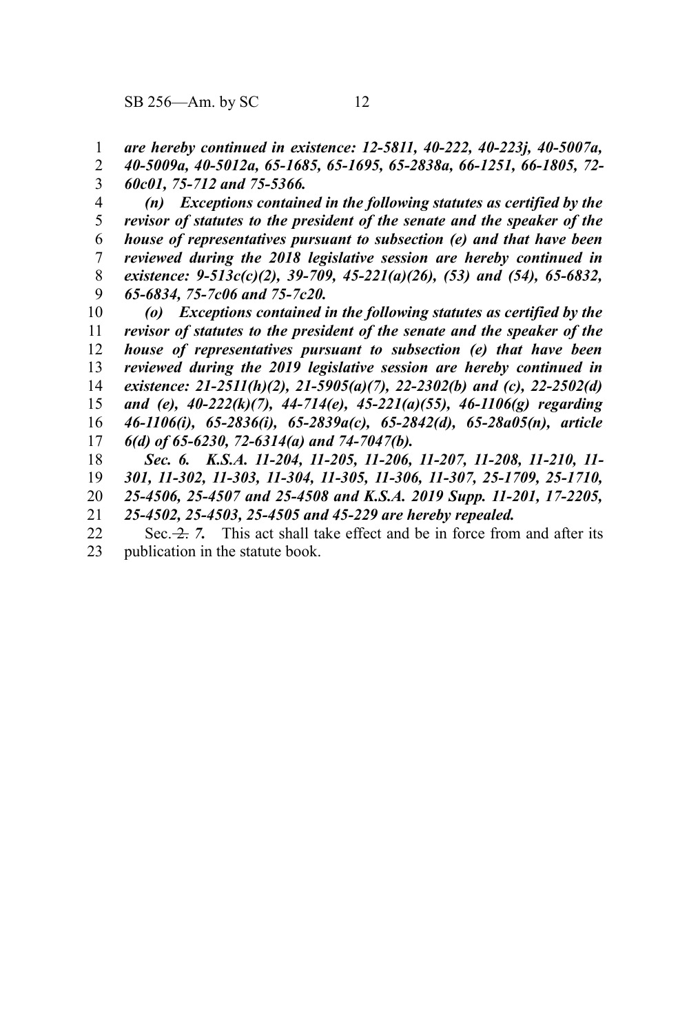*are hereby continued in existence: 12-5811, 40-222, 40-223j, 40-5007a, 40-5009a, 40-5012a, 65-1685, 65-1695, 65-2838a, 66-1251, 66-1805, 72-60c01, 75-712 and 75-5366.*

*(n) Exceptions contained in the following statutes as certified by the revisor of statutes to the president of the senate and the speaker of the house of representatives pursuant to subsection (e) and that have been reviewed during the 2018 legislative session are hereby continued in existence: 9-513c(c)(2), 39-709, 45-221(a)(26), (53) and (54), 65-6832, 65-6834, 75-7c06 and 75-7c20.*

*(o) Exceptions contained in the following statutes as certified by the revisor of statutes to the president of the senate and the speaker of the house of representatives pursuant to subsection (e) that have been reviewed during the 2019 legislative session are hereby continued in existence: 21-2511(h)(2), 21-5905(a)(7), 22-2302(b) and (c), 22-2502(d) and (e), 40-222(k)(7), 44-714(e), 45-221(a)(55), 46-1106(g) regarding 46-1106(i), 65-2836(i), 65-2839a(c), 65-2842(d), 65-28a05(n), article 6(d) of 65-6230, 72-6314(a) and 74-7047(b).*

***Sec. 6. K.S.A. 11-204, 11-205, 11-206, 11-207, 11-208, 11-210, 11-301, 11-302, 11-303, 11-304, 11-305, 11-306, 11-307, 25-1709, 25-1710, 25-4506, 25-4507 and 25-4508 and K.S.A. 2019 Supp. 11-201, 17-2205, 25-4502, 25-4503, 25-4505 and 45-229 are hereby repealed.***

Sec. ~~2.~~ ***7.*** This act shall take effect and be in force from and after its publication in the statute book.